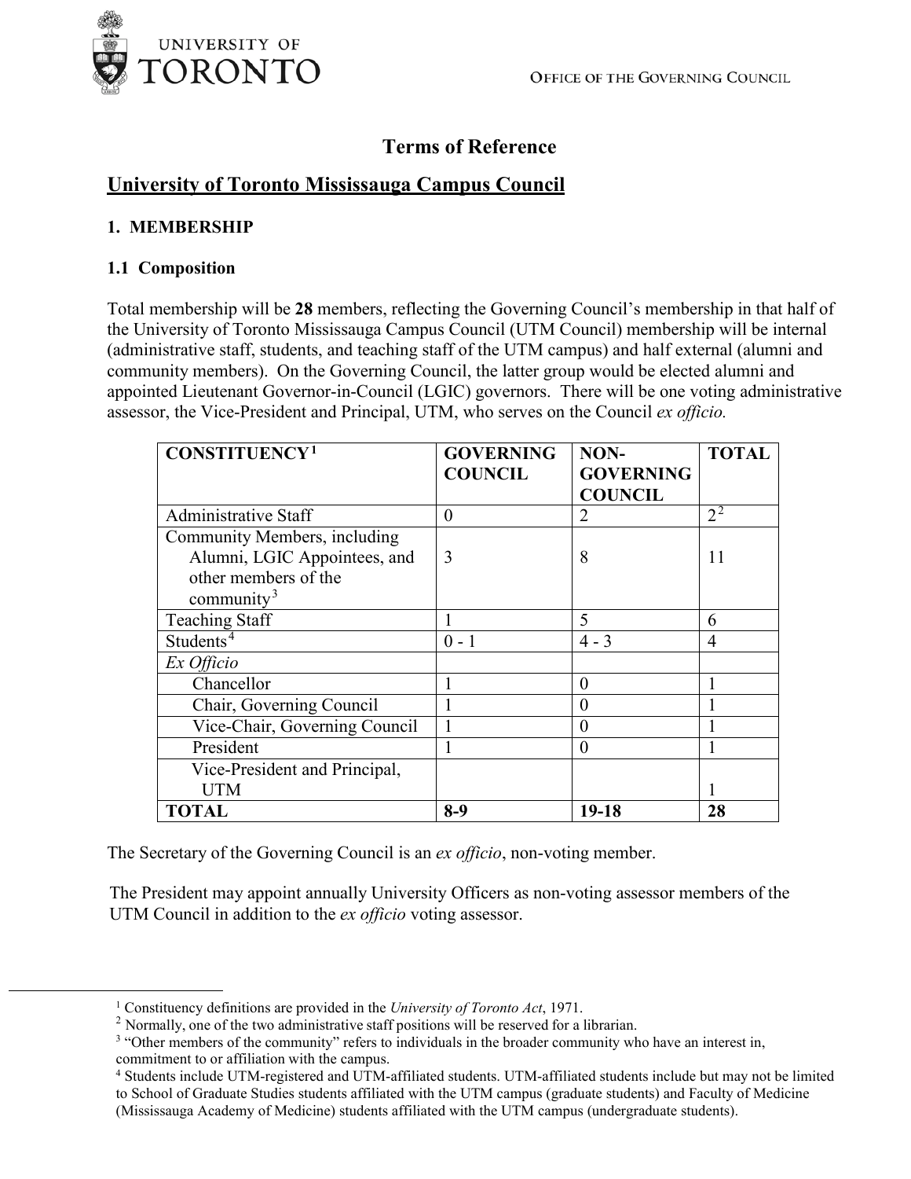# Terms of Reference

## University of Toronto Mississauga Campus Council

### 1. MEMBERSHIP

### 1.1 Composition

Total membership will be **28** members, reflecting the Governing Council's membership in that half of the University of Toronto Mississauga Campus Council (UTM Council) membership will be internal (administrative staff, students, and teaching staff of the UTM campus) and half external (alumni and community members). On the Governing Council, the latter group would be elected alumni and appointed Lieutenant Governor-in-Council (LGIC) governors. There will be one voting administrative assessor, the Vice-President and Principal, UTM, who serves on the Council *ex officio.*

| CONSTITUENCY[1] | GOVERNING COUNCIL | NON-GOVERNING COUNCIL | TOTAL |
|---|---|---|---|
| Administrative Staff | 0 | 2 | 2[2] |
| Community Members, including Alumni, LGIC Appointees, and other members of the community[3] | 3 | 8 | 11 |
| Teaching Staff | 1 | 5 | 6 |
| Students[4] | 0 - 1 | 4 - 3 | 4 |
| *Ex Officio* | | | |
| Chancellor | 1 | 0 | 1 |
| Chair, Governing Council | 1 | 0 | 1 |
| Vice-Chair, Governing Council | 1 | 0 | 1 |
| President | 1 | 0 | 1 |
| Vice-President and Principal, UTM | | | 1 |
| **TOTAL** | **8-9** | **19-18** | **28** |

The Secretary of the Governing Council is an *ex officio*, non-voting member.

The President may appoint annually University Officers as non-voting assessor members of the UTM Council in addition to the *ex officio* voting assessor.

[1] Constituency definitions are provided in the *University of Toronto Act*, 1971.

[2] Normally, one of the two administrative staff positions will be reserved for a librarian.

[3] "Other members of the community" refers to individuals in the broader community who have an interest in, commitment to or affiliation with the campus.

[4] Students include UTM-registered and UTM-affiliated students. UTM-affiliated students include but may not be limited to School of Graduate Studies students affiliated with the UTM campus (graduate students) and Faculty of Medicine (Mississauga Academy of Medicine) students affiliated with the UTM campus (undergraduate students).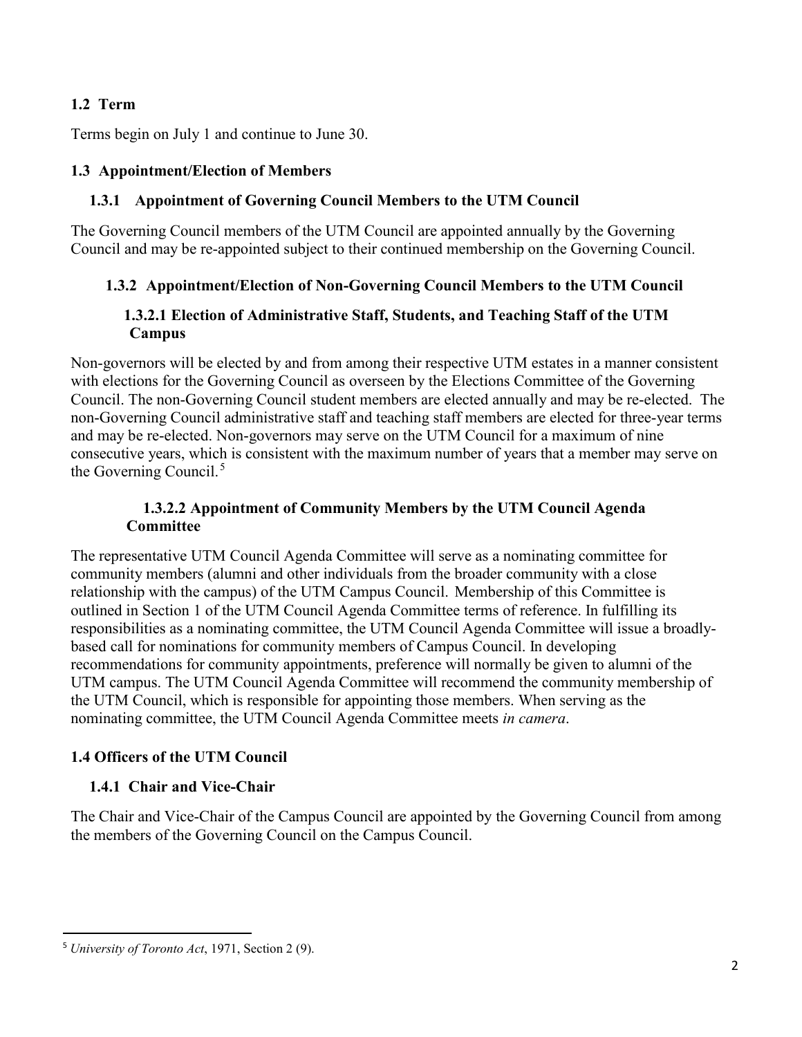## 1.2 Term

Terms begin on July 1 and continue to June 30.

## 1.3 Appointment/Election of Members

### 1.3.1 Appointment of Governing Council Members to the UTM Council

The Governing Council members of the UTM Council are appointed annually by the Governing Council and may be re-appointed subject to their continued membership on the Governing Council.

### 1.3.2 Appointment/Election of Non-Governing Council Members to the UTM Council

#### 1.3.2.1 Election of Administrative Staff, Students, and Teaching Staff of the UTM Campus

Non-governors will be elected by and from among their respective UTM estates in a manner consistent with elections for the Governing Council as overseen by the Elections Committee of the Governing Council. The non-Governing Council student members are elected annually and may be re-elected. The non-Governing Council administrative staff and teaching staff members are elected for three-year terms and may be re-elected. Non-governors may serve on the UTM Council for a maximum of nine consecutive years, which is consistent with the maximum number of years that a member may serve on the Governing Council.[5]

#### 1.3.2.2 Appointment of Community Members by the UTM Council Agenda Committee

The representative UTM Council Agenda Committee will serve as a nominating committee for community members (alumni and other individuals from the broader community with a close relationship with the campus) of the UTM Campus Council. Membership of this Committee is outlined in Section 1 of the UTM Council Agenda Committee terms of reference. In fulfilling its responsibilities as a nominating committee, the UTM Council Agenda Committee will issue a broadly-based call for nominations for community members of Campus Council. In developing recommendations for community appointments, preference will normally be given to alumni of the UTM campus. The UTM Council Agenda Committee will recommend the community membership of the UTM Council, which is responsible for appointing those members. When serving as the nominating committee, the UTM Council Agenda Committee meets *in camera*.

## 1.4 Officers of the UTM Council

### 1.4.1 Chair and Vice-Chair

The Chair and Vice-Chair of the Campus Council are appointed by the Governing Council from among the members of the Governing Council on the Campus Council.

---

[5] *University of Toronto Act*, 1971, Section 2 (9).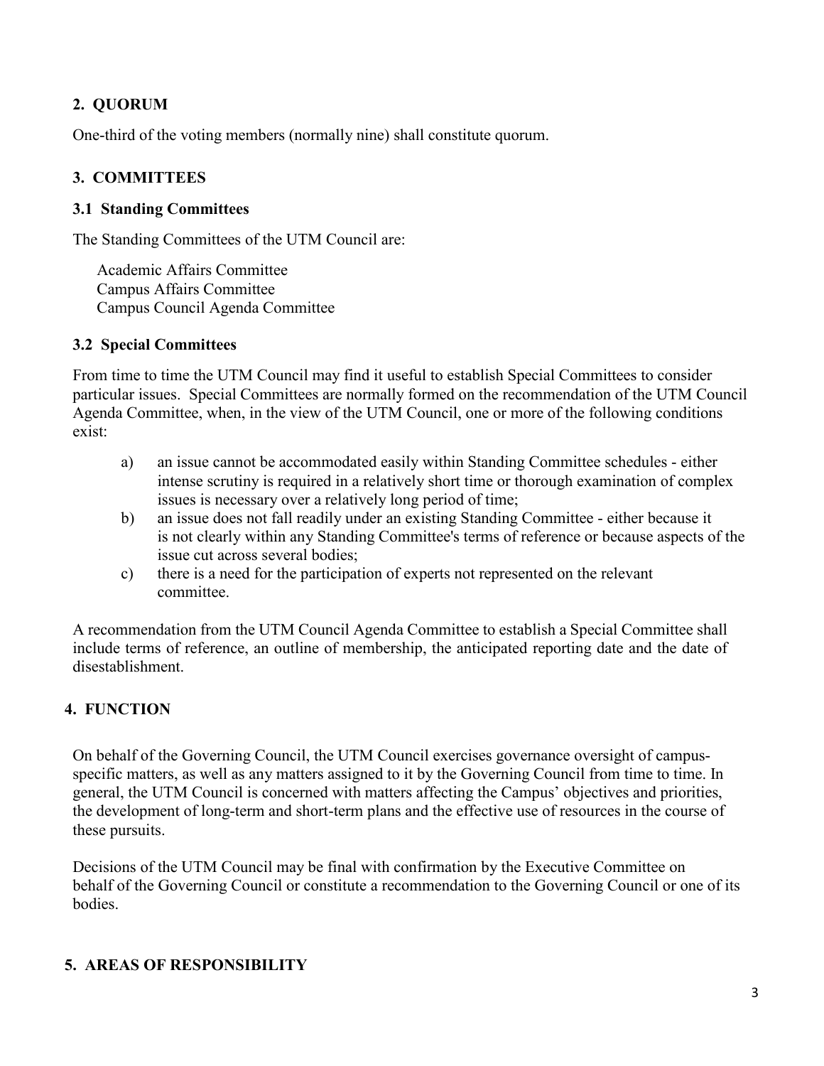## 2. QUORUM

One-third of the voting members (normally nine) shall constitute quorum.

## 3. COMMITTEES

### 3.1 Standing Committees

The Standing Committees of the UTM Council are:

Academic Affairs Committee
Campus Affairs Committee
Campus Council Agenda Committee

### 3.2 Special Committees

From time to time the UTM Council may find it useful to establish Special Committees to consider particular issues. Special Committees are normally formed on the recommendation of the UTM Council Agenda Committee, when, in the view of the UTM Council, one or more of the following conditions exist:

a) an issue cannot be accommodated easily within Standing Committee schedules - either intense scrutiny is required in a relatively short time or thorough examination of complex issues is necessary over a relatively long period of time;
b) an issue does not fall readily under an existing Standing Committee - either because it is not clearly within any Standing Committee's terms of reference or because aspects of the issue cut across several bodies;
c) there is a need for the participation of experts not represented on the relevant committee.

A recommendation from the UTM Council Agenda Committee to establish a Special Committee shall include terms of reference, an outline of membership, the anticipated reporting date and the date of disestablishment.

## 4. FUNCTION

On behalf of the Governing Council, the UTM Council exercises governance oversight of campus-specific matters, as well as any matters assigned to it by the Governing Council from time to time. In general, the UTM Council is concerned with matters affecting the Campus' objectives and priorities, the development of long-term and short-term plans and the effective use of resources in the course of these pursuits.

Decisions of the UTM Council may be final with confirmation by the Executive Committee on behalf of the Governing Council or constitute a recommendation to the Governing Council or one of its bodies.

## 5. AREAS OF RESPONSIBILITY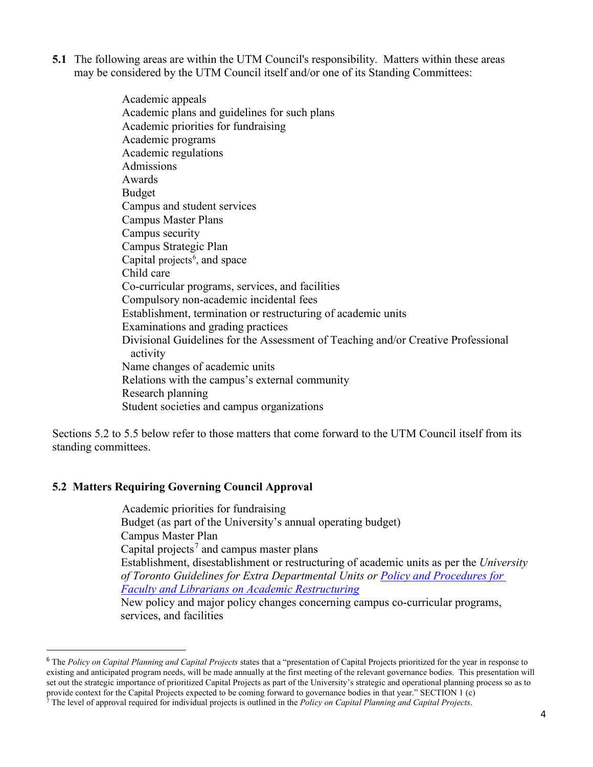**5.1** The following areas are within the UTM Council's responsibility. Matters within these areas may be considered by the UTM Council itself and/or one of its Standing Committees:

- Academic appeals
- Academic plans and guidelines for such plans
- Academic priorities for fundraising
- Academic programs
- Academic regulations
- Admissions
- Awards
- Budget
- Campus and student services
- Campus Master Plans
- Campus security
- Campus Strategic Plan
- Capital projects[6], and space
- Child care
- Co-curricular programs, services, and facilities
- Compulsory non-academic incidental fees
- Establishment, termination or restructuring of academic units
- Examinations and grading practices
- Divisional Guidelines for the Assessment of Teaching and/or Creative Professional activity
- Name changes of academic units
- Relations with the campus's external community
- Research planning
- Student societies and campus organizations

Sections 5.2 to 5.5 below refer to those matters that come forward to the UTM Council itself from its standing committees.

## 5.2 Matters Requiring Governing Council Approval

- Academic priorities for fundraising
- Budget (as part of the University's annual operating budget)
- Campus Master Plan
- Capital projects[7] and campus master plans
- Establishment, disestablishment or restructuring of academic units as per the *University of Toronto Guidelines for Extra Departmental Units or [Policy and Procedures for Faculty and Librarians on Academic Restructuring](#)*
- New policy and major policy changes concerning campus co-curricular programs, services, and facilities

---

[6] The *Policy on Capital Planning and Capital Projects* states that a "presentation of Capital Projects prioritized for the year in response to existing and anticipated program needs, will be made annually at the first meeting of the relevant governance bodies. This presentation will set out the strategic importance of prioritized Capital Projects as part of the University's strategic and operational planning process so as to provide context for the Capital Projects expected to be coming forward to governance bodies in that year." SECTION 1 (c)

[7] The level of approval required for individual projects is outlined in the *Policy on Capital Planning and Capital Projects*.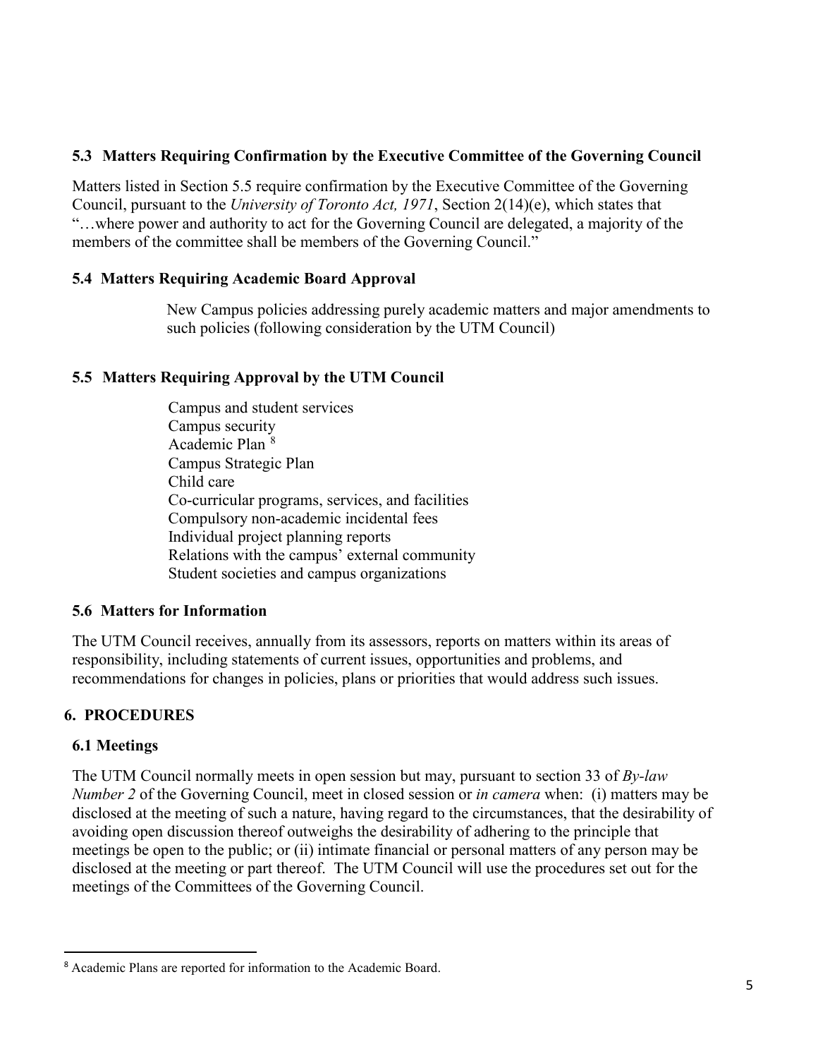### 5.3 Matters Requiring Confirmation by the Executive Committee of the Governing Council

Matters listed in Section 5.5 require confirmation by the Executive Committee of the Governing Council, pursuant to the *University of Toronto Act, 1971*, Section 2(14)(e), which states that "…where power and authority to act for the Governing Council are delegated, a majority of the members of the committee shall be members of the Governing Council."

### 5.4 Matters Requiring Academic Board Approval

New Campus policies addressing purely academic matters and major amendments to such policies (following consideration by the UTM Council)

### 5.5 Matters Requiring Approval by the UTM Council

Campus and student services  
Campus security  
Academic Plan [8]  
Campus Strategic Plan  
Child care  
Co-curricular programs, services, and facilities  
Compulsory non-academic incidental fees  
Individual project planning reports  
Relations with the campus' external community  
Student societies and campus organizations

### 5.6 Matters for Information

The UTM Council receives, annually from its assessors, reports on matters within its areas of responsibility, including statements of current issues, opportunities and problems, and recommendations for changes in policies, plans or priorities that would address such issues.

## 6. PROCEDURES

### 6.1 Meetings

The UTM Council normally meets in open session but may, pursuant to section 33 of *By-law Number 2* of the Governing Council, meet in closed session or *in camera* when: (i) matters may be disclosed at the meeting of such a nature, having regard to the circumstances, that the desirability of avoiding open discussion thereof outweighs the desirability of adhering to the principle that meetings be open to the public; or (ii) intimate financial or personal matters of any person may be disclosed at the meeting or part thereof. The UTM Council will use the procedures set out for the meetings of the Committees of the Governing Council.

---

[8] Academic Plans are reported for information to the Academic Board.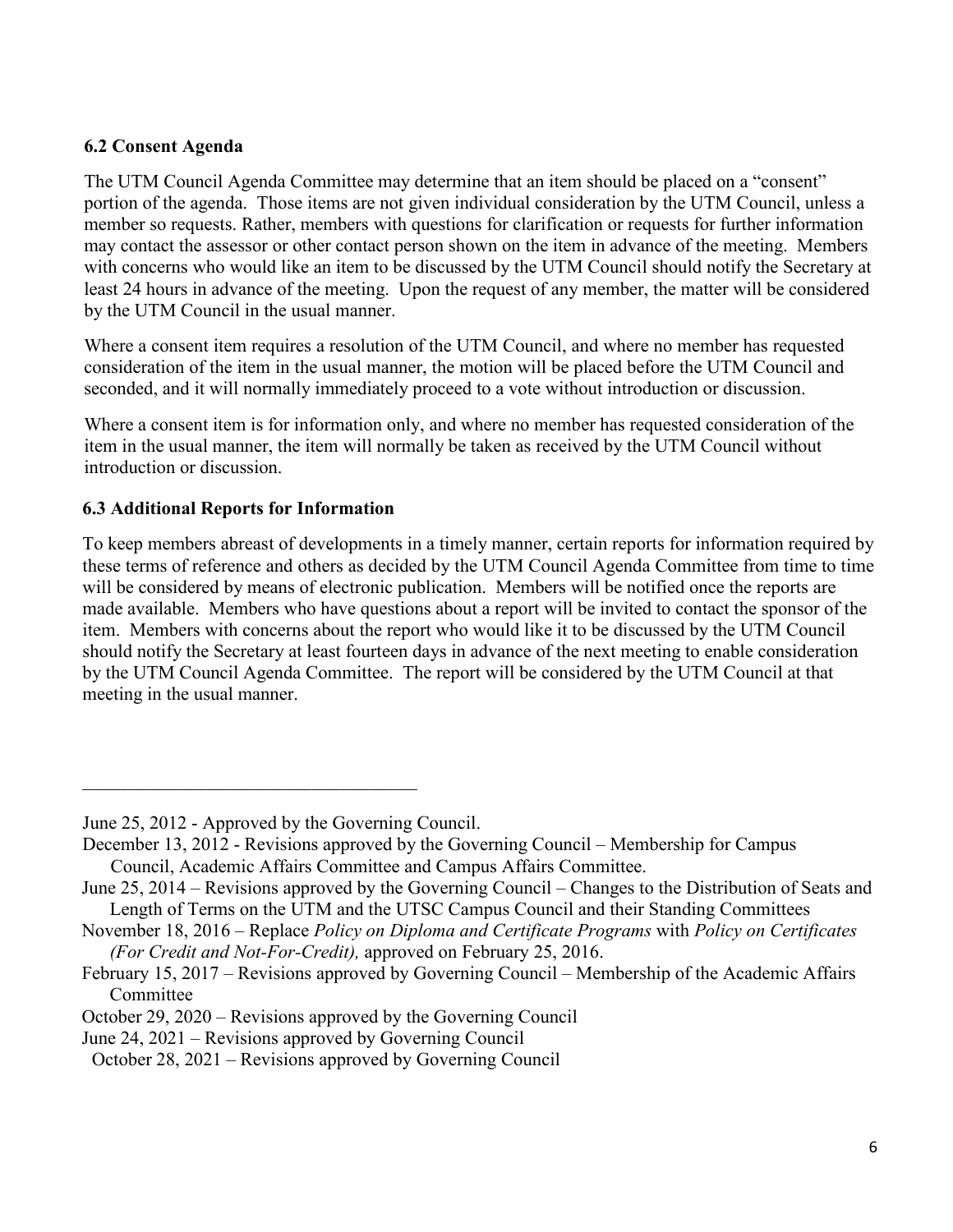### 6.2 Consent Agenda

The UTM Council Agenda Committee may determine that an item should be placed on a "consent" portion of the agenda. Those items are not given individual consideration by the UTM Council, unless a member so requests. Rather, members with questions for clarification or requests for further information may contact the assessor or other contact person shown on the item in advance of the meeting. Members with concerns who would like an item to be discussed by the UTM Council should notify the Secretary at least 24 hours in advance of the meeting. Upon the request of any member, the matter will be considered by the UTM Council in the usual manner.

Where a consent item requires a resolution of the UTM Council, and where no member has requested consideration of the item in the usual manner, the motion will be placed before the UTM Council and seconded, and it will normally immediately proceed to a vote without introduction or discussion.

Where a consent item is for information only, and where no member has requested consideration of the item in the usual manner, the item will normally be taken as received by the UTM Council without introduction or discussion.

### 6.3 Additional Reports for Information

To keep members abreast of developments in a timely manner, certain reports for information required by these terms of reference and others as decided by the UTM Council Agenda Committee from time to time will be considered by means of electronic publication. Members will be notified once the reports are made available. Members who have questions about a report will be invited to contact the sponsor of the item. Members with concerns about the report who would like it to be discussed by the UTM Council should notify the Secretary at least fourteen days in advance of the next meeting to enable consideration by the UTM Council Agenda Committee. The report will be considered by the UTM Council at that meeting in the usual manner.

---

June 25, 2012 - Approved by the Governing Council.

December 13, 2012 - Revisions approved by the Governing Council – Membership for Campus Council, Academic Affairs Committee and Campus Affairs Committee.

June 25, 2014 – Revisions approved by the Governing Council – Changes to the Distribution of Seats and Length of Terms on the UTM and the UTSC Campus Council and their Standing Committees

November 18, 2016 – Replace *Policy on Diploma and Certificate Programs* with *Policy on Certificates (For Credit and Not-For-Credit),* approved on February 25, 2016.

February 15, 2017 – Revisions approved by Governing Council – Membership of the Academic Affairs Committee

October 29, 2020 – Revisions approved by the Governing Council

June 24, 2021 – Revisions approved by Governing Council

October 28, 2021 – Revisions approved by Governing Council